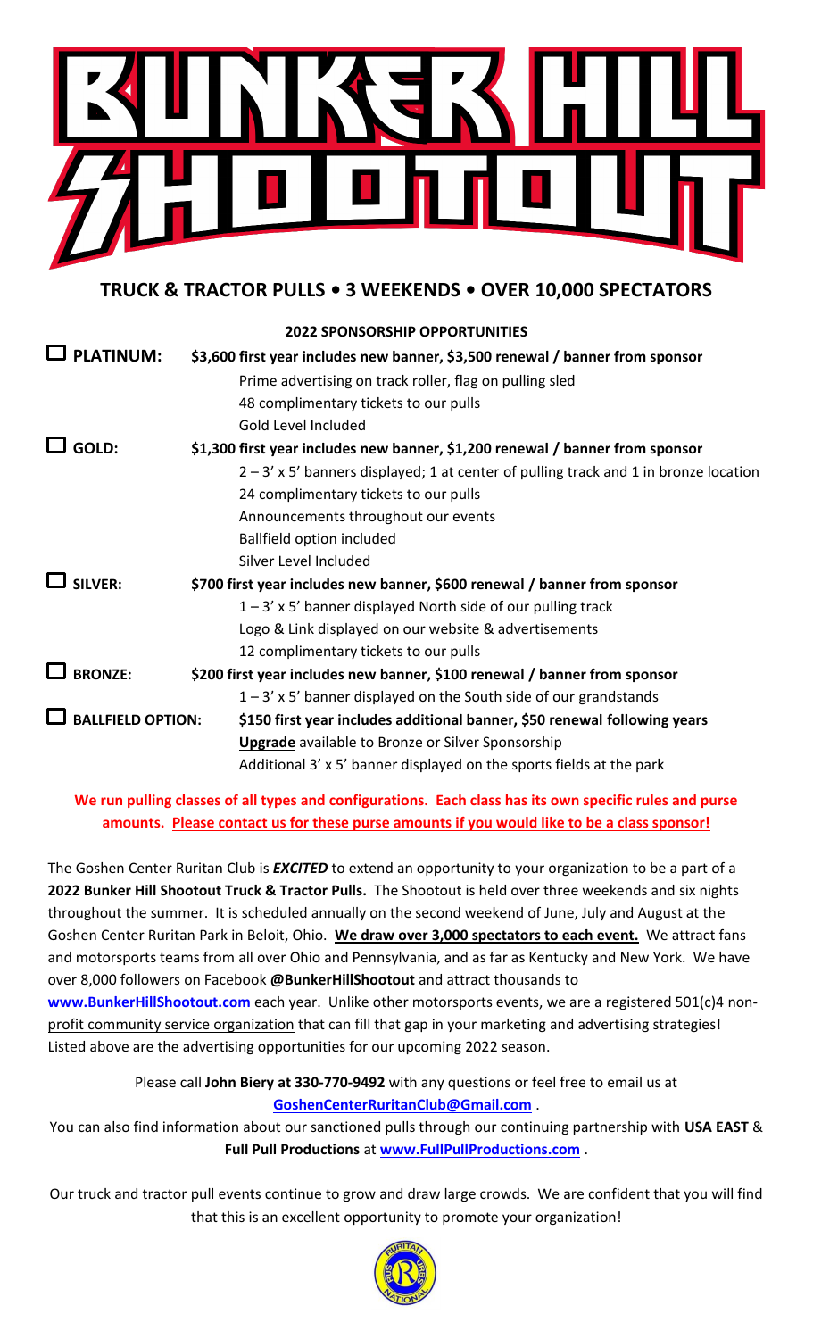# BUNKER HILL SHOOTOUT

## TRUCK & TRACTOR PULLS • 3 WEEKENDS • OVER 10,000 SPECTATORS

**2022 SPONSORSHIP OPPORTUNITIES**

☐ **PLATINUM:** **$3,600 first year includes new banner, $3,500 renewal / banner from sponsor**
- Prime advertising on track roller, flag on pulling sled
- 48 complimentary tickets to our pulls
- Gold Level Included

☐ **GOLD:** **$1,300 first year includes new banner, $1,200 renewal / banner from sponsor**
- 2 – 3' x 5' banners displayed; 1 at center of pulling track and 1 in bronze location
- 24 complimentary tickets to our pulls
- Announcements throughout our events
- Ballfield option included
- Silver Level Included

☐ **SILVER:** **$700 first year includes new banner, $600 renewal / banner from sponsor**
- 1 – 3' x 5' banner displayed North side of our pulling track
- Logo & Link displayed on our website & advertisements
- 12 complimentary tickets to our pulls

☐ **BRONZE:** **$200 first year includes new banner, $100 renewal / banner from sponsor**
- 1 – 3' x 5' banner displayed on the South side of our grandstands

☐ **BALLFIELD OPTION:** **$150 first year includes additional banner, $50 renewal following years**
- **Upgrade** available to Bronze or Silver Sponsorship
- Additional 3' x 5' banner displayed on the sports fields at the park

**We run pulling classes of all types and configurations. Each class has its own specific rules and purse amounts. Please contact us for these purse amounts if you would like to be a class sponsor!**

The Goshen Center Ruritan Club is ***EXCITED*** to extend an opportunity to your organization to be a part of a **2022 Bunker Hill Shootout Truck & Tractor Pulls.** The Shootout is held over three weekends and six nights throughout the summer. It is scheduled annually on the second weekend of June, July and August at the Goshen Center Ruritan Park in Beloit, Ohio. **We draw over 3,000 spectators to each event.** We attract fans and motorsports teams from all over Ohio and Pennsylvania, and as far as Kentucky and New York. We have over 8,000 followers on Facebook **@BunkerHillShootout** and attract thousands to **www.BunkerHillShootout.com** each year. Unlike other motorsports events, we are a registered 501(c)4 non-profit community service organization that can fill that gap in your marketing and advertising strategies! Listed above are the advertising opportunities for our upcoming 2022 season.

Please call **John Biery at 330-770-9492** with any questions or feel free to email us at **GoshenCenterRuritanClub@Gmail.com** .

You can also find information about our sanctioned pulls through our continuing partnership with **USA EAST** & **Full Pull Productions** at **www.FullPullProductions.com** .

Our truck and tractor pull events continue to grow and draw large crowds. We are confident that you will find that this is an excellent opportunity to promote your organization!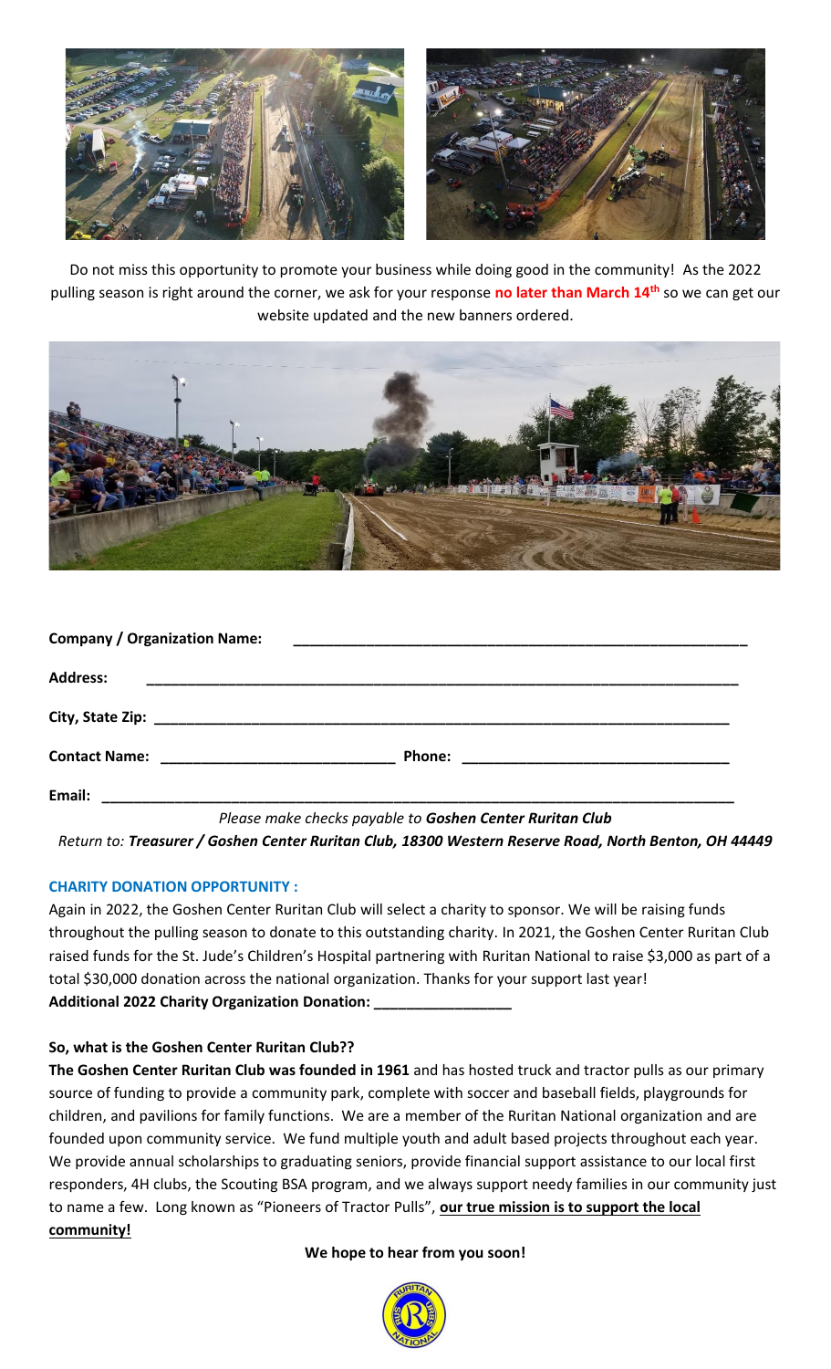Do not miss this opportunity to promote your business while doing good in the community! As the 2022 pulling season is right around the corner, we ask for your response **no later than March 14th** so we can get our website updated and the new banners ordered.

**Company / Organization Name:** ______________________________________________________

**Address:** ______________________________________________________________________

**City, State Zip:** __________________________________________________________________

**Contact Name:** ___________________________ **Phone:** ______________________________

**Email:** _________________________________________________________________________

*Please make checks payable to **Goshen Center Ruritan Club***

*Return to: **Treasurer / Goshen Center Ruritan Club, 18300 Western Reserve Road, North Benton, OH 44449***

**CHARITY DONATION OPPORTUNITY :**

Again in 2022, the Goshen Center Ruritan Club will select a charity to sponsor. We will be raising funds throughout the pulling season to donate to this outstanding charity. In 2021, the Goshen Center Ruritan Club raised funds for the St. Jude's Children's Hospital partnering with Ruritan National to raise $3,000 as part of a total $30,000 donation across the national organization. Thanks for your support last year!

**Additional 2022 Charity Organization Donation: _________________**

**So, what is the Goshen Center Ruritan Club??**

**The Goshen Center Ruritan Club was founded in 1961** and has hosted truck and tractor pulls as our primary source of funding to provide a community park, complete with soccer and baseball fields, playgrounds for children, and pavilions for family functions. We are a member of the Ruritan National organization and are founded upon community service. We fund multiple youth and adult based projects throughout each year. We provide annual scholarships to graduating seniors, provide financial support assistance to our local first responders, 4H clubs, the Scouting BSA program, and we always support needy families in our community just to name a few. Long known as "Pioneers of Tractor Pulls", **our true mission is to support the local community!**

**We hope to hear from you soon!**